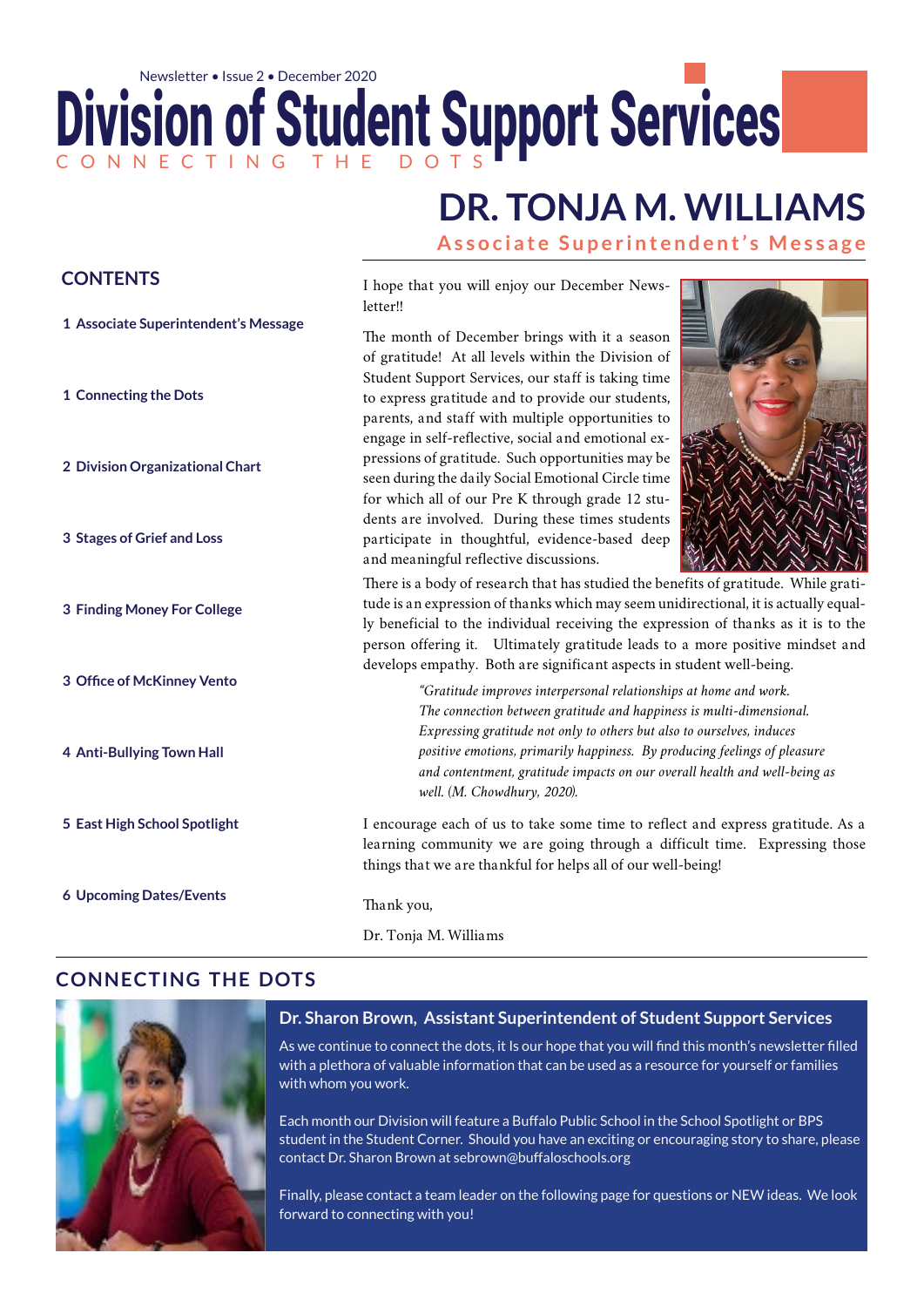Newsletter • Issue 2 • December 2020

# Division of Student Support Services

CONNECTING THE DOTS

## DR. TONJA M. WILLIAMS

### Associate Superintendent's Message

**CONTENTS**

1 Associate Superintendent's Message

1 Connecting the Dots

2 Division Organizational Chart

3 Stages of Grief and Loss

3 Finding Money For College

3 Office of McKinney Vento

4 Anti-Bullying Town Hall

5 East High School Spotlight

6 Upcoming Dates/Events

I hope that you will enjoy our December Newsletter!!

The month of December brings with it a season of gratitude! At all levels within the Division of Student Support Services, our staff is taking time to express gratitude and to provide our students, parents, and staff with multiple opportunities to engage in self-reflective, social and emotional expressions of gratitude. Such opportunities may be seen during the daily Social Emotional Circle time for which all of our Pre K through grade 12 students are involved. During these times students participate in thoughtful, evidence-based deep and meaningful reflective discussions.

There is a body of research that has studied the benefits of gratitude. While gratitude is an expression of thanks which may seem unidirectional, it is actually equally beneficial to the individual receiving the expression of thanks as it is to the person offering it. Ultimately gratitude leads to a more positive mindset and develops empathy. Both are significant aspects in student well-being.

> *"Gratitude improves interpersonal relationships at home and work. The connection between gratitude and happiness is multi-dimensional. Expressing gratitude not only to others but also to ourselves, induces positive emotions, primarily happiness. By producing feelings of pleasure and contentment, gratitude impacts on our overall health and well-being as well. (M. Chowdhury, 2020).*

I encourage each of us to take some time to reflect and express gratitude. As a learning community we are going through a difficult time. Expressing those things that we are thankful for helps all of our well-being!

Thank you,

Dr. Tonja M. Williams

## CONNECTING THE DOTS

### Dr. Sharon Brown, Assistant Superintendent of Student Support Services

As we continue to connect the dots, it Is our hope that you will find this month's newsletter filled with a plethora of valuable information that can be used as a resource for yourself or families with whom you work.

Each month our Division will feature a Buffalo Public School in the School Spotlight or BPS student in the Student Corner. Should you have an exciting or encouraging story to share, please contact Dr. Sharon Brown at sebrown@buffaloschools.org

Finally, please contact a team leader on the following page for questions or NEW ideas. We look forward to connecting with you!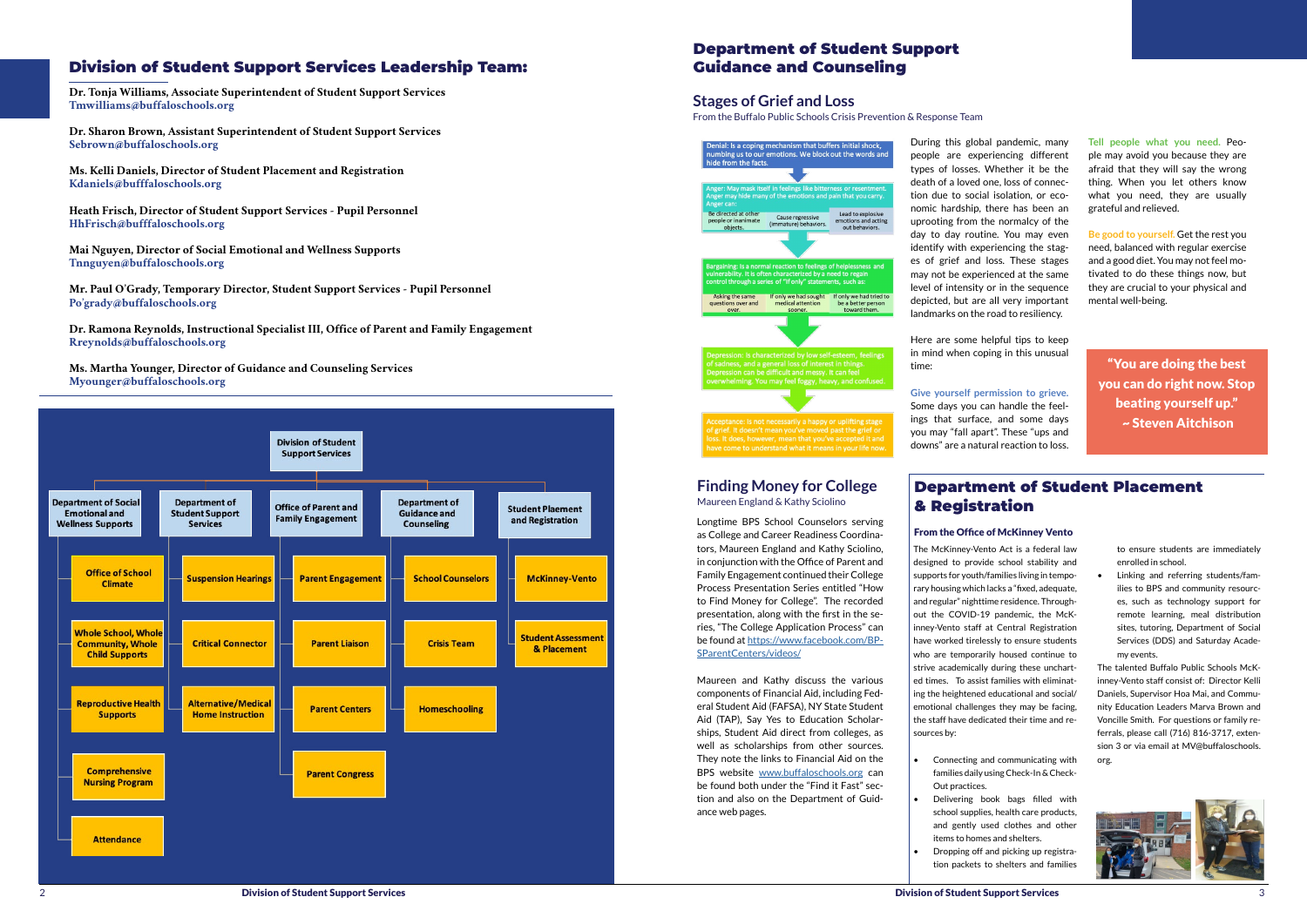## Division of Student Support Services Leadership Team:

**Dr. Tonja Williams, Associate Superintendent of Student Support Services**
Tmwilliams@buffaloschools.org

**Dr. Sharon Brown, Assistant Superintendent of Student Support Services**
Sebrown@buffaloschools.org

**Ms. Kelli Daniels, Director of Student Placement and Registration**
Kdaniels@bufffaloschools.org

**Heath Frisch, Director of Student Support Services - Pupil Personnel**
HhFrisch@bufffaloschools.org

**Mai Nguyen, Director of Social Emotional and Wellness Supports**
Tnnguyen@buffaloschools.org

**Mr. Paul O'Grady, Temporary Director, Student Support Services - Pupil Personnel**
Po'grady@buffaloschools.org

**Dr. Ramona Reynolds, Instructional Specialist III, Office of Parent and Family Engagement**
Rreynolds@buffaloschools.org

**Ms. Martha Younger, Director of Guidance and Counseling Services**
Myounger@buffaloschools.org

**Division of Student Support Services**

- **Department of Social Emotional and Wellness Supports**
  - Office of School Climate
  - Whole School, Whole Community, Whole Child Supports
  - Reproductive Health Supports
  - Comprehensive Nursing Program
  - Attendance
- **Department of Student Support Services**
  - Suspension Hearings
  - Critical Connector
  - Alternative/Medical Home Instruction
- **Office of Parent and Family Engagement**
  - Parent Engagement
  - Parent Liaison
  - Parent Centers
  - Parent Congress
- **Department of Guidance and Counseling**
  - School Counselors
  - Crisis Team
  - Homeschooling
- **Student Plaement and Registration**
  - McKinney-Vento
  - Student Assessment & Placement

## Department of Student Support Guidance and Counseling

### Stages of Grief and Loss

From the Buffalo Public Schools Crisis Prevention & Response Team

**Denial:** Is a coping mechanism that buffers initial shock, numbing us to our emotions. We block out the words and hide from the facts.

**Anger:** May mask itself in feelings like bitterness or resentment. Anger may hide many of the emotions and pain that you carry. Anger can:

| Be directed at other people or inanimate objects. | Cause regressive (immature) behaviors. | Lead to explosive emotions and acting out behaviors. |
|---|---|---|

**Bargaining:** Is a normal reaction to feelings of helplessness and vulnerability. It is often characterized by a need to regain control through a series of "If only" statements, such as:

| Asking the same questions over and over. | If only we had sought medical attention sooner. | If only we had tried to be a better person toward them. |
|---|---|---|

**Depression:** Is characterized by low self-esteem, feelings of sadness, and a general loss of interest in things. Depression can be difficult and messy. It can feel overwhelming. You may feel foggy, heavy, and confused.

**Acceptance:** Is not necessarily a happy or uplifting stage of grief. It doesn't mean you've moved past the grief or loss. It does, however, mean that you've accepted it and have come to understand what it means in your life now.

During this global pandemic, many people are experiencing different types of losses. Whether it be the death of a loved one, loss of connection due to social isolation, or economic hardship, there has been an uprooting from the normalcy of the day to day routine. You may even identify with experiencing the stages of grief and loss. These stages may not be experienced at the same level of intensity or in the sequence depicted, but are all very important landmarks on the road to resiliency.

Here are some helpful tips to keep in mind when coping in this unusual time:

**Give yourself permission to grieve.** Some days you can handle the feelings that surface, and some days you may "fall apart". These "ups and downs" are a natural reaction to loss.

**Tell people what you need.** People may avoid you because they are afraid that they will say the wrong thing. When you let others know what you need, they are usually grateful and relieved.

**Be good to yourself.** Get the rest you need, balanced with regular exercise and a good diet. You may not feel motivated to do these things now, but they are crucial to your physical and mental well-being.

> **"You are doing the best you can do right now. Stop beating yourself up." ~ Steven Aitchison**

### Finding Money for College

Maureen England & Kathy Sciolino

Longtime BPS School Counselors serving as College and Career Readiness Coordinators, Maureen England and Kathy Sciolino, in conjunction with the Office of Parent and Family Engagement continued their College Process Presentation Series entitled "How to Find Money for College". The recorded presentation, along with the first in the series, "The College Application Process" can be found at https://www.facebook.com/BPSParentCenters/videos/

Maureen and Kathy discuss the various components of Financial Aid, including Federal Student Aid (FAFSA), NY State Student Aid (TAP), Say Yes to Education Scholarships, Student Aid direct from colleges, as well as scholarships from other sources. They note the links to Financial Aid on the BPS website www.buffaloschools.org can be found both under the "Find it Fast" section and also on the Department of Guidance web pages.

## Department of Student Placement & Registration

### From the Office of McKinney Vento

The McKinney-Vento Act is a federal law designed to provide school stability and supports for youth/families living in temporary housing which lacks a "fixed, adequate, and regular" nighttime residence. Throughout the COVID-19 pandemic, the McKinney-Vento staff at Central Registration have worked tirelessly to ensure students who are temporarily housed continue to strive academically during these uncharted times. To assist families with eliminating the heightened educational and social/emotional challenges they may be facing, the staff have dedicated their time and resources by:

- Connecting and communicating with families daily using Check-In & Check-Out practices.
- Delivering book bags filled with school supplies, health care products, and gently used clothes and other items to homes and shelters.
- Dropping off and picking up registration packets to shelters and families to ensure students are immediately enrolled in school.
- Linking and referring students/families to BPS and community resources, such as technology support for remote learning, meal distribution sites, tutoring, Department of Social Services (DDS) and Saturday Academy events.

The talented Buffalo Public Schools McKinney-Vento staff consist of: Director Kelli Daniels, Supervisor Hoa Mai, and Community Education Leaders Marva Brown and Voncille Smith. For questions or family referrals, please call (716) 816-3717, extension 3 or via email at MV@buffaloschools.org.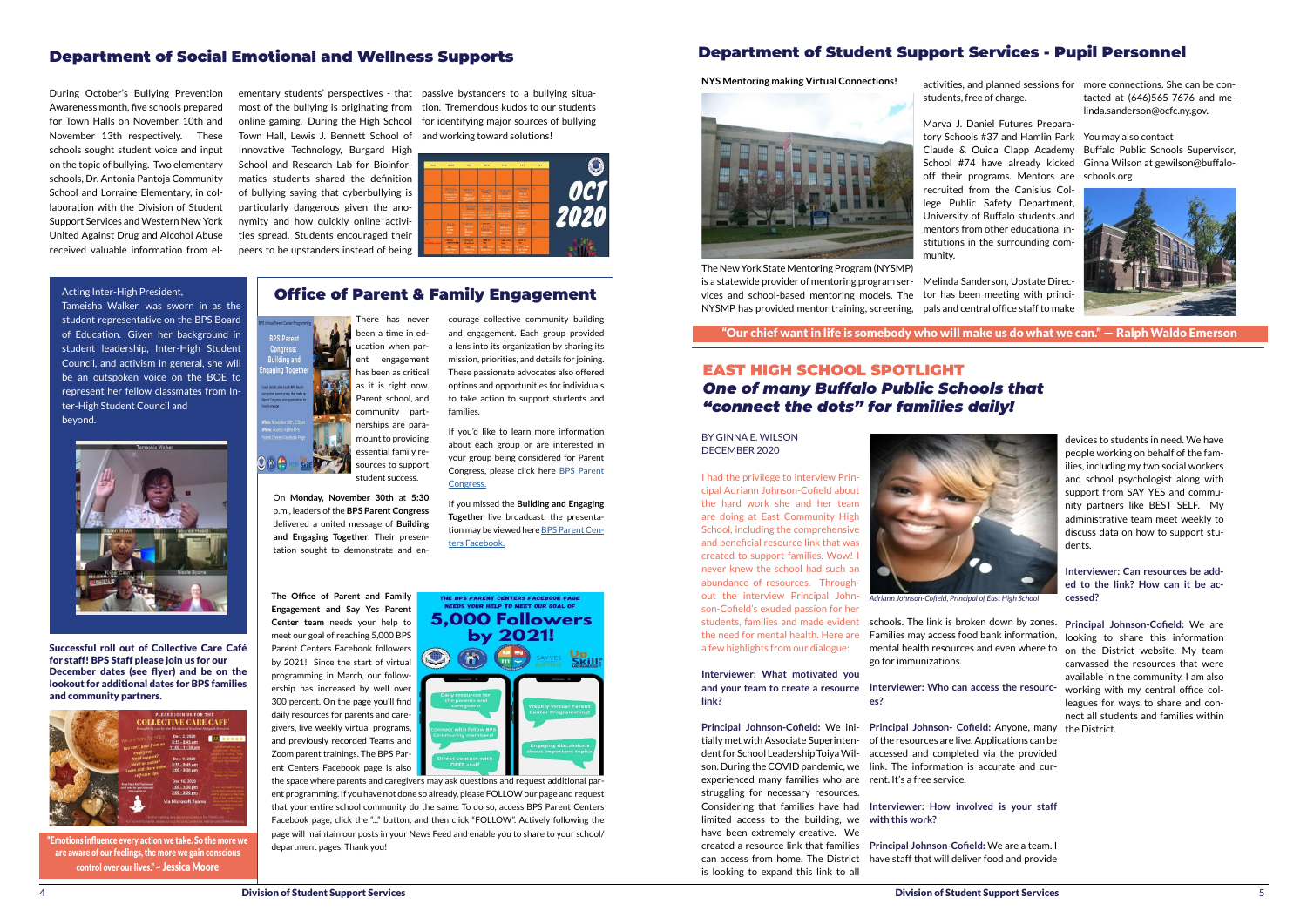## Department of Social Emotional and Wellness Supports

During October's Bullying Prevention Awareness month, five schools prepared for Town Halls on November 10th and November 13th respectively. These schools sought student voice and input on the topic of bullying. Two elementary schools, Dr. Antonia Pantoja Community School and Lorraine Elementary, in collaboration with the Division of Student Support Services and Western New York United Against Drug and Alcohol Abuse received valuable information from elementary students' perspectives - that most of the bullying is originating from online gaming. During the High School Town Hall, Lewis J. Bennett School of Innovative Technology, Burgard High School and Research Lab for Bioinformatics students shared the definition of bullying saying that cyberbullying is particularly dangerous given the anonymity and how quickly online activities spread. Students encouraged their peers to be upstanders instead of being passive bystanders to a bullying situation. Tremendous kudos to our students for identifying major sources of bullying and working toward solutions!

Acting Inter-High President, Tameisha Walker, was sworn in as the student representative on the BPS Board of Education. Given her background in student leadership, Inter-High Student Council, and activism in general, she will be an outspoken voice on the BOE to represent her fellow classmates from Inter-High Student Council and beyond.

**Successful roll out of Collective Care Café for staff! BPS Staff please join us for our December dates (see flyer) and be on the lookout for additional dates for BPS families and community partners.**

**"Emotions influence every action we take. So the more we are aware of our feelings, the more we gain conscious control over our lives." ~ Jessica Moore**

## Office of Parent & Family Engagement

There has never been a time in education when parent engagement has been as critical as it is right now. Parent, school, and community partnerships are paramount to providing essential family resources to support student success.

On **Monday, November 30th** at **5:30** p.m., leaders of the **BPS Parent Congress** delivered a united message of **Building and Engaging Together**. Their presentation sought to demonstrate and encourage collective community building and engagement. Each group provided a lens into its organization by sharing its mission, priorities, and details for joining. These passionate advocates also offered options and opportunities for individuals to take action to support students and families.

If you'd like to learn more information about each group or are interested in your group being considered for Parent Congress, please click here BPS Parent Congress.

If you missed the **Building and Engaging Together** live broadcast, the presentation may be viewed here BPS Parent Centers Facebook.

**The Office of Parent and Family Engagement and Say Yes Parent Center team** needs your help to meet our goal of reaching 5,000 BPS Parent Centers Facebook followers by 2021! Since the start of virtual programming in March, our followership has increased by well over 300 percent. On the page you'll find daily resources for parents and caregivers, live weekly virtual programs, and previously recorded Teams and Zoom parent trainings. The BPS Parent Centers Facebook page is also the space where parents and caregivers may ask questions and request additional parent programming. If you have not done so already, please FOLLOW our page and request that your entire school community do the same. To do so, access BPS Parent Centers Facebook page, click the "..." button, and then click "FOLLOW". Actively following the page will maintain our posts in your News Feed and enable you to share to your school/department pages. Thank you!

## Department of Student Support Services - Pupil Personnel

**NYS Mentoring making Virtual Connections!**

The New York State Mentoring Program (NYSMP) is a statewide provider of mentoring program services and school-based mentoring models. The NYSMP has provided mentor training, screening, activities, and planned sessions for students, free of charge.

Marva J. Daniel Futures Preparatory Schools #37 and Hamlin Park Claude & Ouida Clapp Academy School #74 have already kicked off their programs. Mentors are recruited from the Canisius College Public Safety Department, University of Buffalo students and mentors from other educational institutions in the surrounding community.

Melinda Sanderson, Upstate Director has been meeting with principals and central office staff to make more connections. She can be contacted at (646)565-7676 and melinda.sanderson@ocfc.ny.gov.

You may also contact Buffalo Public Schools Supervisor, Ginna Wilson at gewilson@buffaloschools.org

**"Our chief want in life is somebody who will make us do what we can." — Ralph Waldo Emerson**

## EAST HIGH SCHOOL SPOTLIGHT
### *One of many Buffalo Public Schools that "connect the dots" for families daily!*

BY GINNA E. WILSON
DECEMBER 2020

I had the privilege to interview Principal Adriann Johnson-Cofield about the hard work she and her team are doing at East Community High School, including the comprehensive and beneficial resource link that was created to support families. Wow! I never knew the school had such an abundance of resources. Throughout the interview Principal Johnson-Cofield's exuded passion for her students, families and made evident the need for mental health. Here are a few highlights from our dialogue:

*Adriann Johnson-Cofield, Principal of East High School*

**Interviewer: What motivated you and your team to create a resource link?**

**Principal Johnson-Cofield:** We initially met with Associate Superintendent for School Leadership Toiya Wilson. During the COVID pandemic, we experienced many families who are struggling for necessary resources. Considering that families have had limited access to the building, we have been extremely creative. We created a resource link that families can access from home. The District is looking to expand this link to all schools. The link is broken down by zones. Families may access food bank information, mental health resources and even where to go for immunizations.

**Interviewer: Who can access the resources?**

**Principal Johnson- Cofield:** Anyone, many of the resources are live. Applications can be accessed and completed via the provided link. The information is accurate and current. It's a free service.

**Interviewer: How involved is your staff with this work?**

**Principal Johnson-Cofield:** We are a team. I have staff that will deliver food and provide devices to students in need. We have people working on behalf of the families, including my two social workers and school psychologist along with support from SAY YES and community partners like BEST SELF. My administrative team meet weekly to discuss data on how to support students.

**Interviewer: Can resources be added to the link? How can it be accessed?**

**Principal Johnson-Cofield:** We are looking to share this information on the District website. My team canvassed the resources that were available in the community. I am also working with my central office colleagues for ways to share and connect all students and families within the District.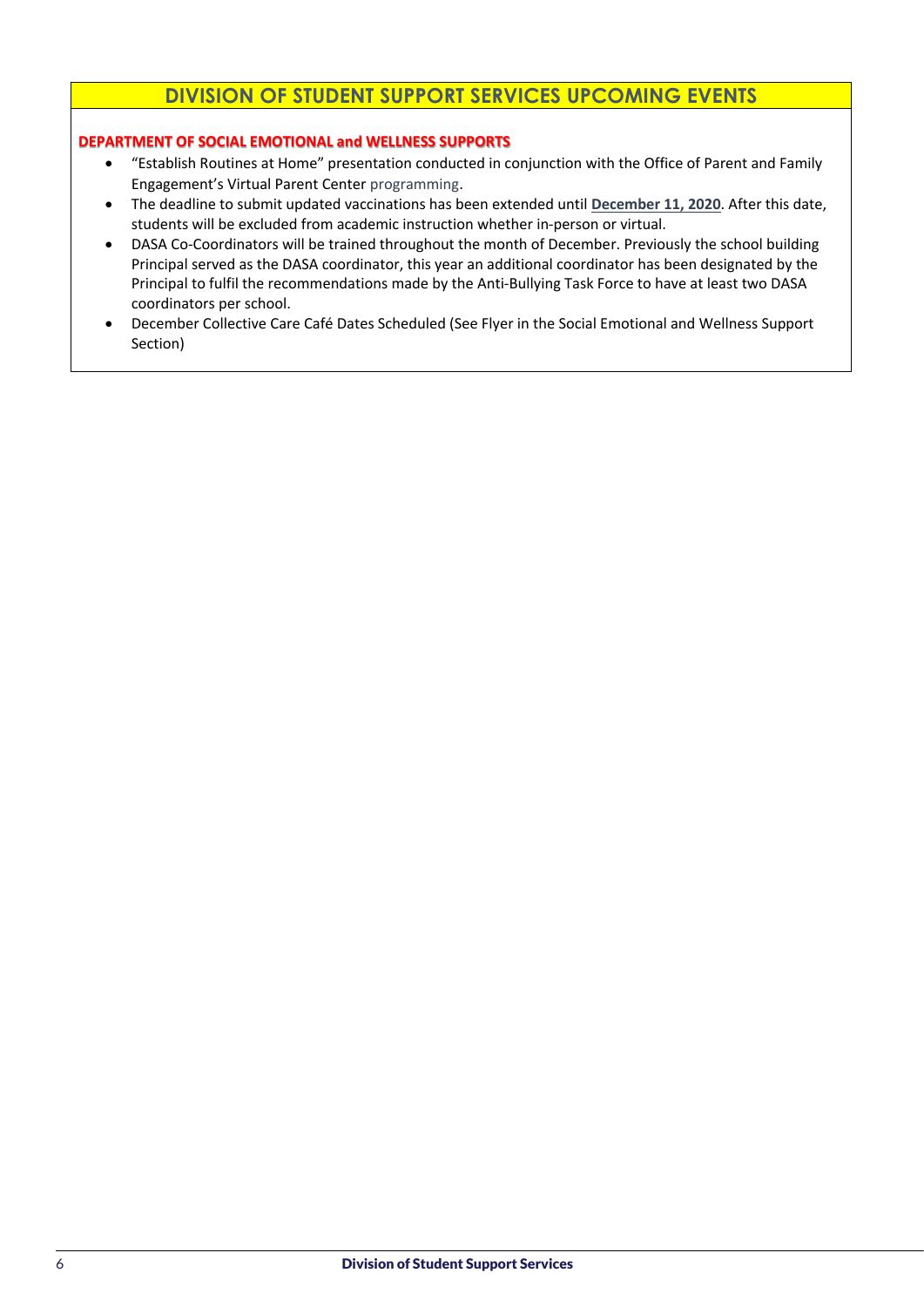## DIVISION OF STUDENT SUPPORT SERVICES UPCOMING EVENTS

### DEPARTMENT OF SOCIAL EMOTIONAL and WELLNESS SUPPORTS

- "Establish Routines at Home" presentation conducted in conjunction with the Office of Parent and Family Engagement's Virtual Parent Center programming.
- The deadline to submit updated vaccinations has been extended until **December 11, 2020**. After this date, students will be excluded from academic instruction whether in-person or virtual.
- DASA Co-Coordinators will be trained throughout the month of December. Previously the school building Principal served as the DASA coordinator, this year an additional coordinator has been designated by the Principal to fulfil the recommendations made by the Anti-Bullying Task Force to have at least two DASA coordinators per school.
- December Collective Care Café Dates Scheduled (See Flyer in the Social Emotional and Wellness Support Section)